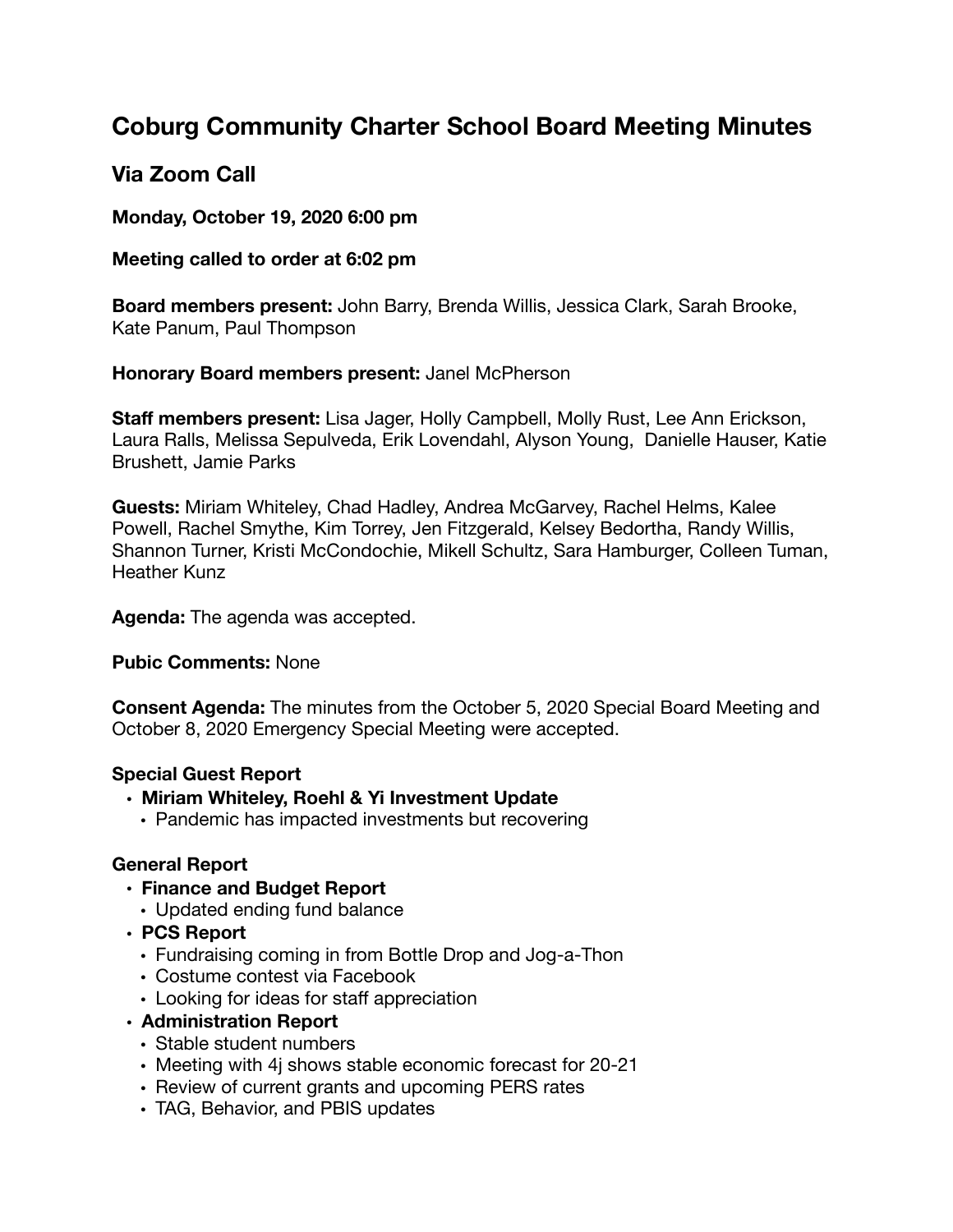# Coburg Community Charter School Board Meeting Minutes

## Via Zoom Call

**Monday, October 19, 2020 6:00 pm**

**Meeting called to order at 6:02 pm**

**Board members present:** John Barry, Brenda Willis, Jessica Clark, Sarah Brooke, Kate Panum, Paul Thompson

**Honorary Board members present:** Janel McPherson

**Staff members present:** Lisa Jager, Holly Campbell, Molly Rust, Lee Ann Erickson, Laura Ralls, Melissa Sepulveda, Erik Lovendahl, Alyson Young, Danielle Hauser, Katie Brushett, Jamie Parks

**Guests:** Miriam Whiteley, Chad Hadley, Andrea McGarvey, Rachel Helms, Kalee Powell, Rachel Smythe, Kim Torrey, Jen Fitzgerald, Kelsey Bedortha, Randy Willis, Shannon Turner, Kristi McCondochie, Mikell Schultz, Sara Hamburger, Colleen Tuman, Heather Kunz

**Agenda:** The agenda was accepted.

**Pubic Comments:** None

**Consent Agenda:** The minutes from the October 5, 2020 Special Board Meeting and October 8, 2020 Emergency Special Meeting were accepted.

**Special Guest Report**

- **Miriam Whiteley, Roehl & Yi Investment Update**
  - Pandemic has impacted investments but recovering

**General Report**

- **Finance and Budget Report**
  - Updated ending fund balance
- **PCS Report**
  - Fundraising coming in from Bottle Drop and Jog-a-Thon
  - Costume contest via Facebook
  - Looking for ideas for staff appreciation
- **Administration Report**
  - Stable student numbers
  - Meeting with 4j shows stable economic forecast for 20-21
  - Review of current grants and upcoming PERS rates
  - TAG, Behavior, and PBIS updates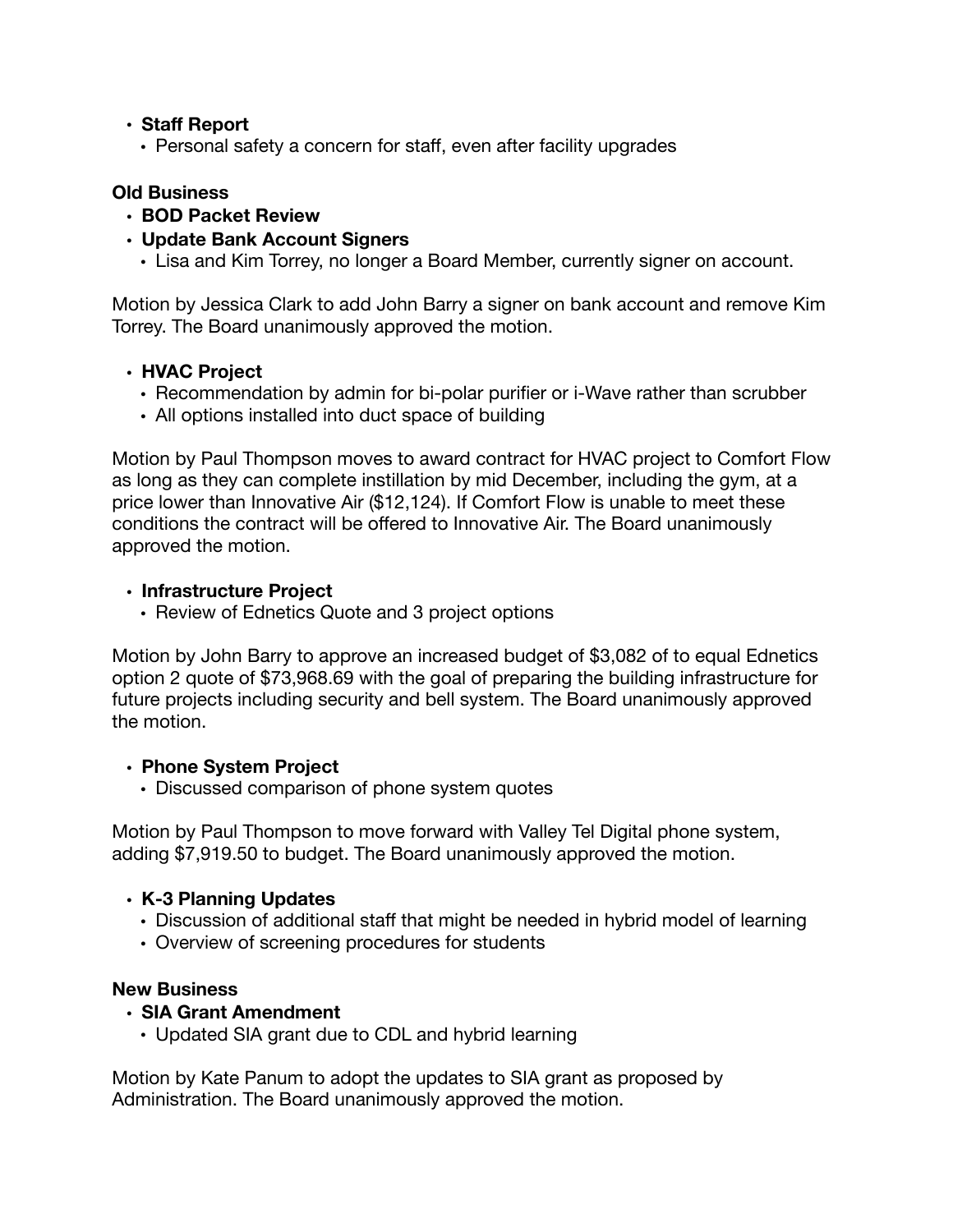- **Staff Report**
  - Personal safety a concern for staff, even after facility upgrades

**Old Business**

- **BOD Packet Review**
- **Update Bank Account Signers**
  - Lisa and Kim Torrey, no longer a Board Member, currently signer on account.

Motion by Jessica Clark to add John Barry a signer on bank account and remove Kim Torrey. The Board unanimously approved the motion.

- **HVAC Project**
  - Recommendation by admin for bi-polar purifier or i-Wave rather than scrubber
  - All options installed into duct space of building

Motion by Paul Thompson moves to award contract for HVAC project to Comfort Flow as long as they can complete instillation by mid December, including the gym, at a price lower than Innovative Air ($12,124). If Comfort Flow is unable to meet these conditions the contract will be offered to Innovative Air. The Board unanimously approved the motion.

- **Infrastructure Project**
  - Review of Ednetics Quote and 3 project options

Motion by John Barry to approve an increased budget of $3,082 of to equal Ednetics option 2 quote of $73,968.69 with the goal of preparing the building infrastructure for future projects including security and bell system. The Board unanimously approved the motion.

- **Phone System Project**
  - Discussed comparison of phone system quotes

Motion by Paul Thompson to move forward with Valley Tel Digital phone system, adding $7,919.50 to budget. The Board unanimously approved the motion.

- **K-3 Planning Updates**
  - Discussion of additional staff that might be needed in hybrid model of learning
  - Overview of screening procedures for students

**New Business**

- **SIA Grant Amendment**
  - Updated SIA grant due to CDL and hybrid learning

Motion by Kate Panum to adopt the updates to SIA grant as proposed by Administration. The Board unanimously approved the motion.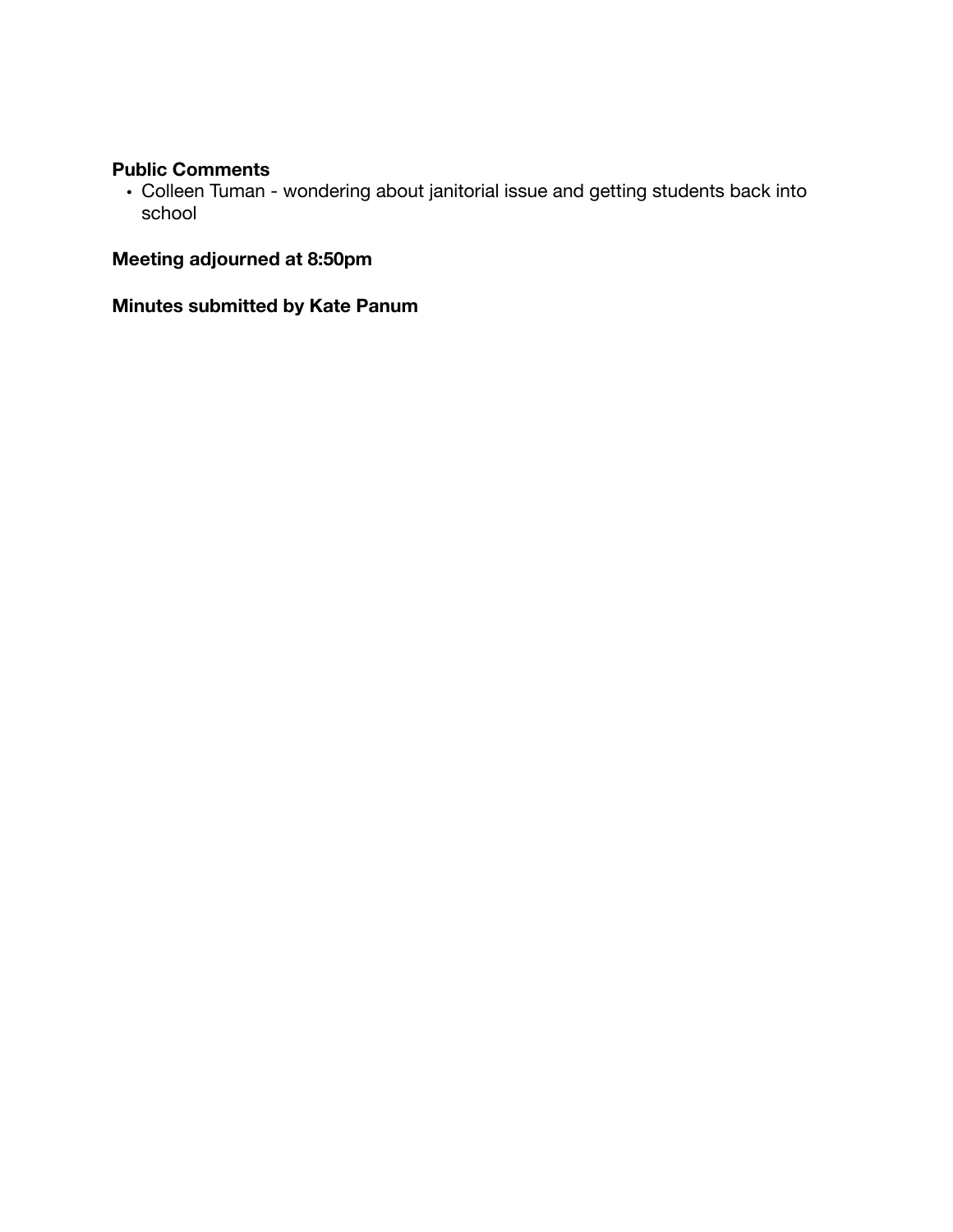**Public Comments**

- Colleen Tuman - wondering about janitorial issue and getting students back into school

**Meeting adjourned at 8:50pm**

**Minutes submitted by Kate Panum**